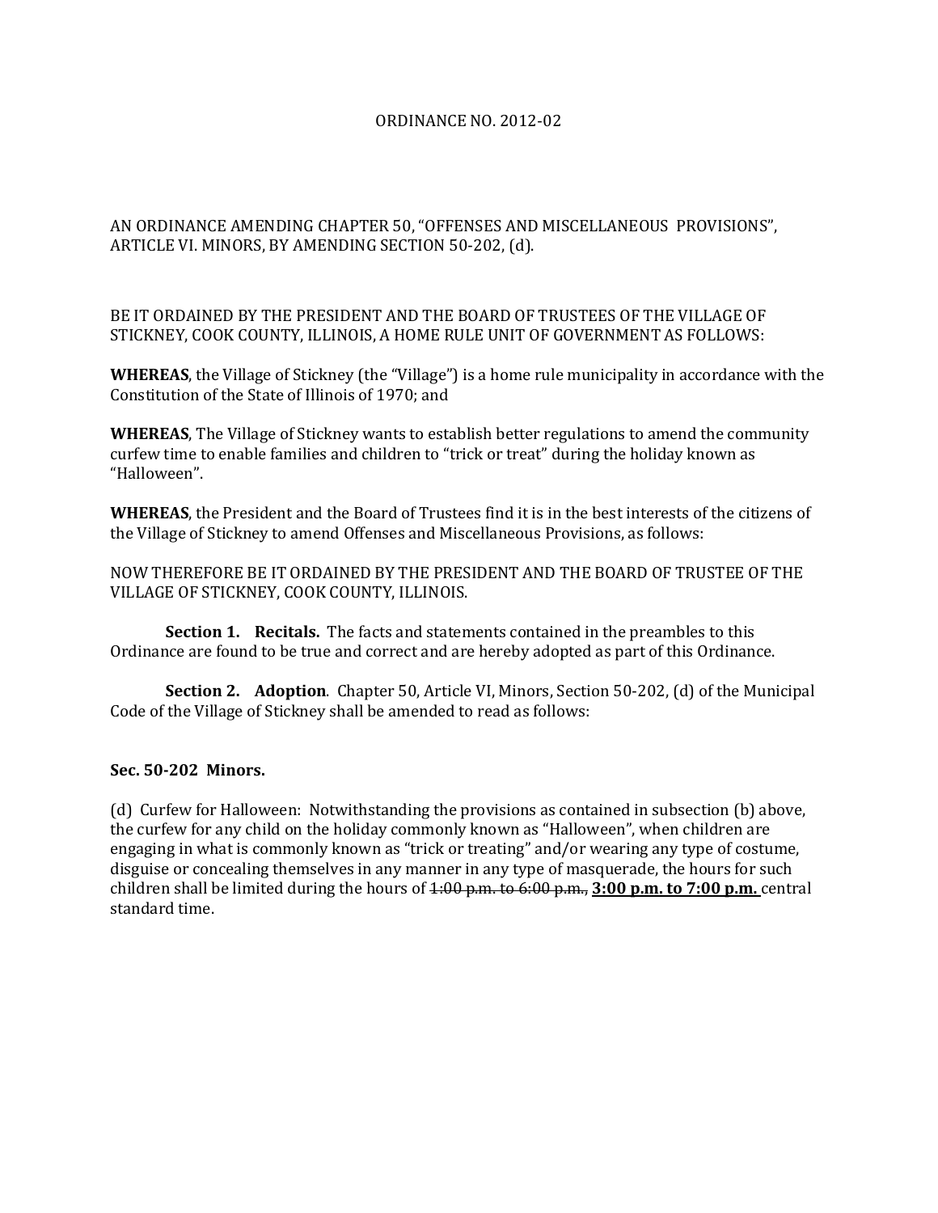ORDINANCE NO. 2012-02

AN ORDINANCE AMENDING CHAPTER 50, "OFFENSES AND MISCELLANEOUS PROVISIONS", ARTICLE VI. MINORS, BY AMENDING SECTION 50-202, (d).

BE IT ORDAINED BY THE PRESIDENT AND THE BOARD OF TRUSTEES OF THE VILLAGE OF STICKNEY, COOK COUNTY, ILLINOIS, A HOME RULE UNIT OF GOVERNMENT AS FOLLOWS:

**WHEREAS**, the Village of Stickney (the "Village") is a home rule municipality in accordance with the Constitution of the State of Illinois of 1970; and

**WHEREAS**, The Village of Stickney wants to establish better regulations to amend the community curfew time to enable families and children to "trick or treat" during the holiday known as "Halloween".

**WHEREAS**, the President and the Board of Trustees find it is in the best interests of the citizens of the Village of Stickney to amend Offenses and Miscellaneous Provisions, as follows:

NOW THEREFORE BE IT ORDAINED BY THE PRESIDENT AND THE BOARD OF TRUSTEE OF THE VILLAGE OF STICKNEY, COOK COUNTY, ILLINOIS.

**Section 1. Recitals.** The facts and statements contained in the preambles to this Ordinance are found to be true and correct and are hereby adopted as part of this Ordinance.

**Section 2. Adoption**. Chapter 50, Article VI, Minors, Section 50-202, (d) of the Municipal Code of the Village of Stickney shall be amended to read as follows:

**Sec. 50-202 Minors.**

(d) Curfew for Halloween: Notwithstanding the provisions as contained in subsection (b) above, the curfew for any child on the holiday commonly known as "Halloween", when children are engaging in what is commonly known as "trick or treating" and/or wearing any type of costume, disguise or concealing themselves in any manner in any type of masquerade, the hours for such children shall be limited during the hours of ~~1:00 p.m. to 6:00 p.m.,~~ **3:00 p.m. to 7:00 p.m.** central standard time.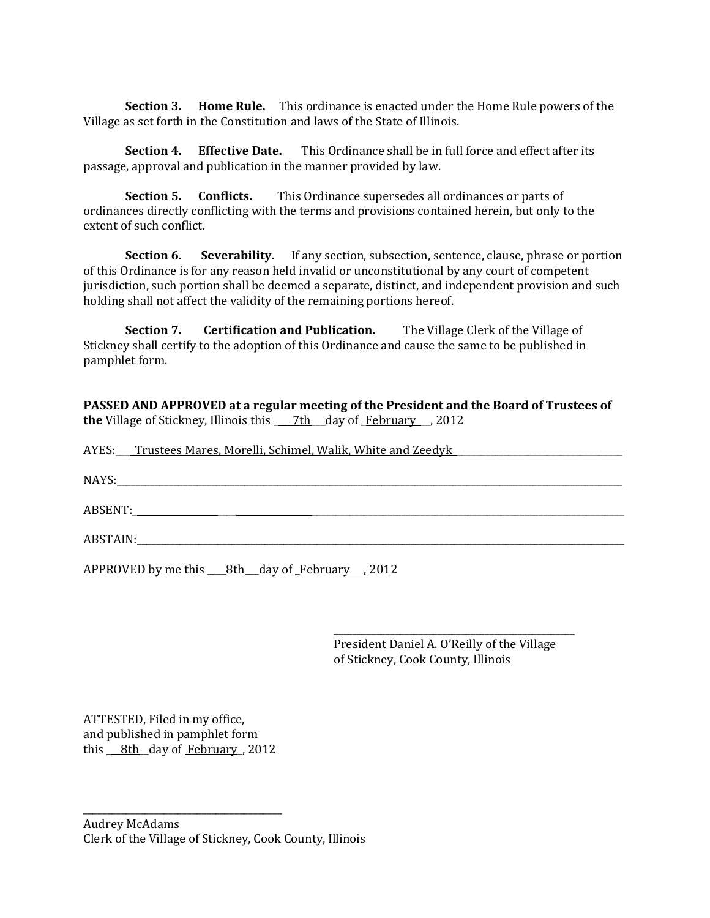**Section 3. Home Rule.** This ordinance is enacted under the Home Rule powers of the Village as set forth in the Constitution and laws of the State of Illinois.

**Section 4. Effective Date.** This Ordinance shall be in full force and effect after its passage, approval and publication in the manner provided by law.

**Section 5. Conflicts.** This Ordinance supersedes all ordinances or parts of ordinances directly conflicting with the terms and provisions contained herein, but only to the extent of such conflict.

**Section 6. Severability.** If any section, subsection, sentence, clause, phrase or portion of this Ordinance is for any reason held invalid or unconstitutional by any court of competent jurisdiction, such portion shall be deemed a separate, distinct, and independent provision and such holding shall not affect the validity of the remaining portions hereof.

**Section 7. Certification and Publication.** The Village Clerk of the Village of Stickney shall certify to the adoption of this Ordinance and cause the same to be published in pamphlet form.

**PASSED AND APPROVED at a regular meeting of the President and the Board of Trustees of the** Village of Stickney, Illinois this ____7th___day of _February___, 2012

AYES:___Trustees Mares, Morelli, Schimel, Walik, White and Zeedyk_______________

NAYS:_______________

ABSENT:_______________

ABSTAIN:_______________

APPROVED by me this ____8th___day of _February___, 2012

_______________________________
President Daniel A. O'Reilly of the Village
of Stickney, Cook County, Illinois

ATTESTED, Filed in my office,
and published in pamphlet form
this ___8th__day of _February_, 2012

_______________________________
Audrey McAdams
Clerk of the Village of Stickney, Cook County, Illinois